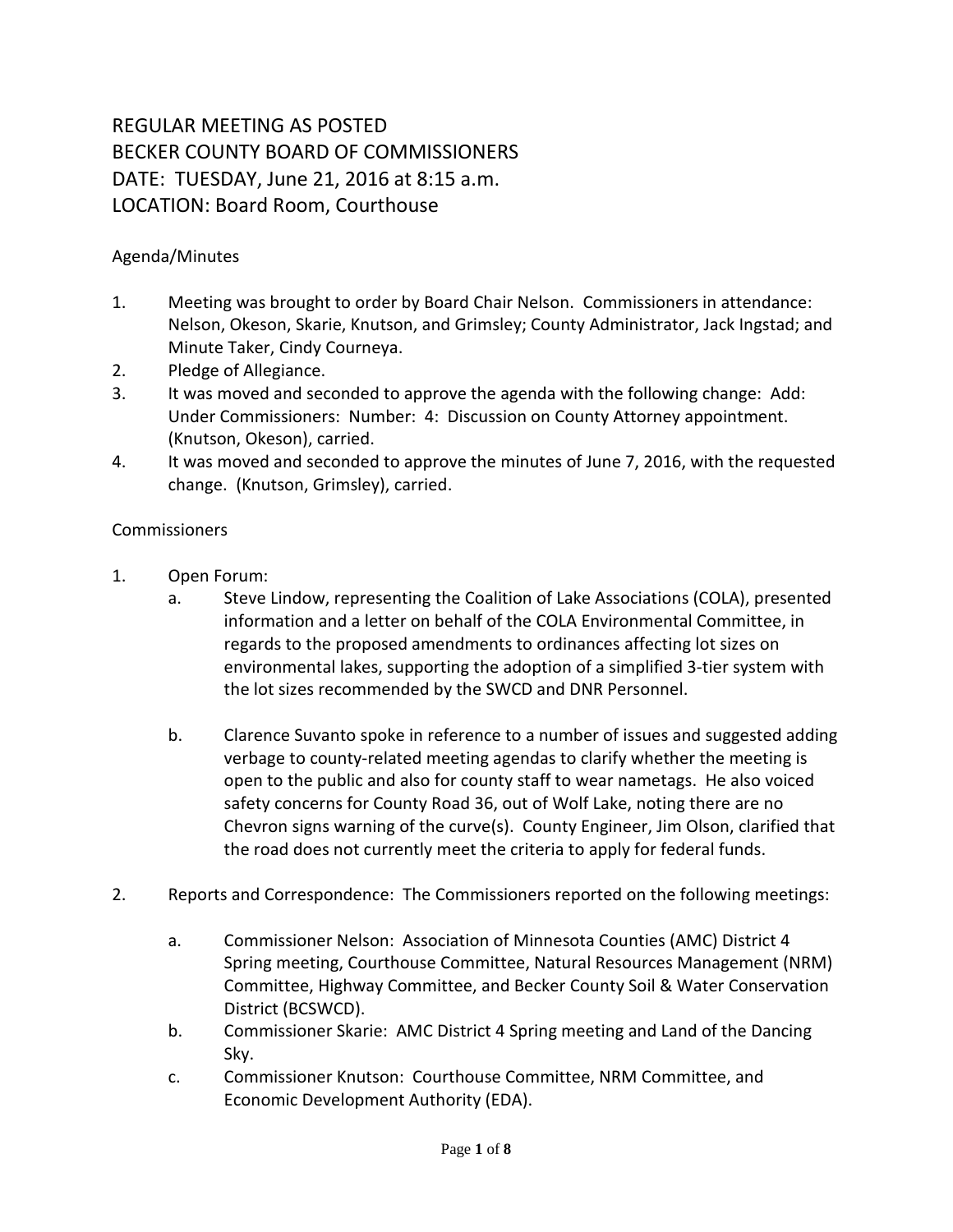# REGULAR MEETING AS POSTED
# BECKER COUNTY BOARD OF COMMISSIONERS
# DATE: TUESDAY, June 21, 2016 at 8:15 a.m.
# LOCATION: Board Room, Courthouse

Agenda/Minutes

1. Meeting was brought to order by Board Chair Nelson. Commissioners in attendance: Nelson, Okeson, Skarie, Knutson, and Grimsley; County Administrator, Jack Ingstad; and Minute Taker, Cindy Courneya.
2. Pledge of Allegiance.
3. It was moved and seconded to approve the agenda with the following change: Add: Under Commissioners: Number: 4: Discussion on County Attorney appointment. (Knutson, Okeson), carried.
4. It was moved and seconded to approve the minutes of June 7, 2016, with the requested change. (Knutson, Grimsley), carried.

Commissioners

1. Open Forum:
   a. Steve Lindow, representing the Coalition of Lake Associations (COLA), presented information and a letter on behalf of the COLA Environmental Committee, in regards to the proposed amendments to ordinances affecting lot sizes on environmental lakes, supporting the adoption of a simplified 3-tier system with the lot sizes recommended by the SWCD and DNR Personnel.

   b. Clarence Suvanto spoke in reference to a number of issues and suggested adding verbage to county-related meeting agendas to clarify whether the meeting is open to the public and also for county staff to wear nametags. He also voiced safety concerns for County Road 36, out of Wolf Lake, noting there are no Chevron signs warning of the curve(s). County Engineer, Jim Olson, clarified that the road does not currently meet the criteria to apply for federal funds.

2. Reports and Correspondence: The Commissioners reported on the following meetings:

   a. Commissioner Nelson: Association of Minnesota Counties (AMC) District 4 Spring meeting, Courthouse Committee, Natural Resources Management (NRM) Committee, Highway Committee, and Becker County Soil & Water Conservation District (BCSWCD).
   b. Commissioner Skarie: AMC District 4 Spring meeting and Land of the Dancing Sky.
   c. Commissioner Knutson: Courthouse Committee, NRM Committee, and Economic Development Authority (EDA).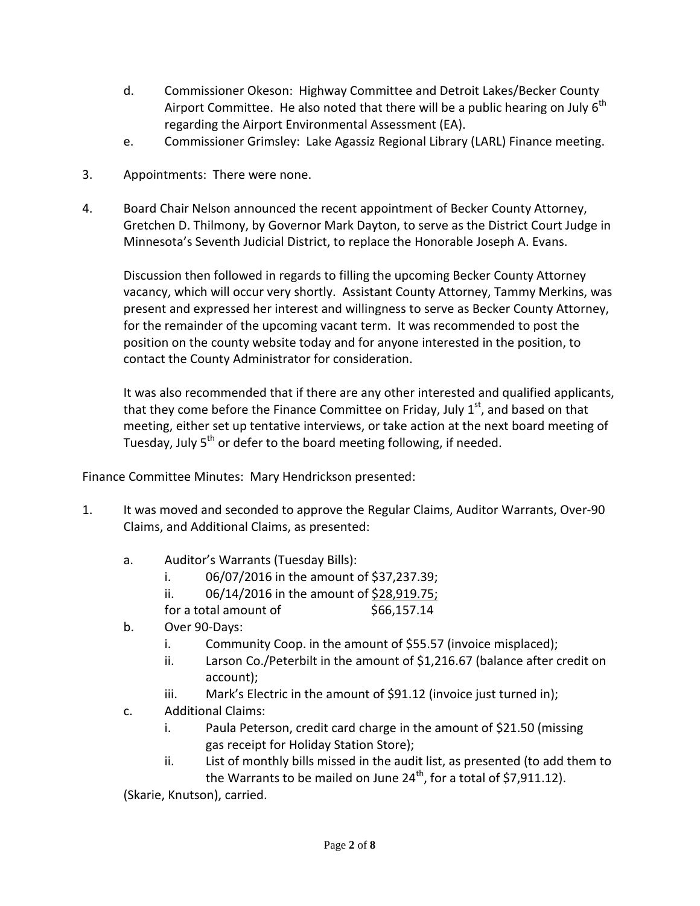d. Commissioner Okeson: Highway Committee and Detroit Lakes/Becker County Airport Committee. He also noted that there will be a public hearing on July 6th regarding the Airport Environmental Assessment (EA).

e. Commissioner Grimsley: Lake Agassiz Regional Library (LARL) Finance meeting.

3. Appointments: There were none.

4. Board Chair Nelson announced the recent appointment of Becker County Attorney, Gretchen D. Thilmony, by Governor Mark Dayton, to serve as the District Court Judge in Minnesota's Seventh Judicial District, to replace the Honorable Joseph A. Evans.

   Discussion then followed in regards to filling the upcoming Becker County Attorney vacancy, which will occur very shortly. Assistant County Attorney, Tammy Merkins, was present and expressed her interest and willingness to serve as Becker County Attorney, for the remainder of the upcoming vacant term. It was recommended to post the position on the county website today and for anyone interested in the position, to contact the County Administrator for consideration.

   It was also recommended that if there are any other interested and qualified applicants, that they come before the Finance Committee on Friday, July 1st, and based on that meeting, either set up tentative interviews, or take action at the next board meeting of Tuesday, July 5th or defer to the board meeting following, if needed.

Finance Committee Minutes: Mary Hendrickson presented:

1. It was moved and seconded to approve the Regular Claims, Auditor Warrants, Over-90 Claims, and Additional Claims, as presented:

   a. Auditor's Warrants (Tuesday Bills):
      i. 06/07/2016 in the amount of $37,237.39;
      ii. 06/14/2016 in the amount of $28,919.75;
      for a total amount of $66,157.14
   b. Over 90-Days:
      i. Community Coop. in the amount of $55.57 (invoice misplaced);
      ii. Larson Co./Peterbilt in the amount of $1,216.67 (balance after credit on account);
      iii. Mark's Electric in the amount of $91.12 (invoice just turned in);
   c. Additional Claims:
      i. Paula Peterson, credit card charge in the amount of $21.50 (missing gas receipt for Holiday Station Store);
      ii. List of monthly bills missed in the audit list, as presented (to add them to the Warrants to be mailed on June 24th, for a total of $7,911.12).

   (Skarie, Knutson), carried.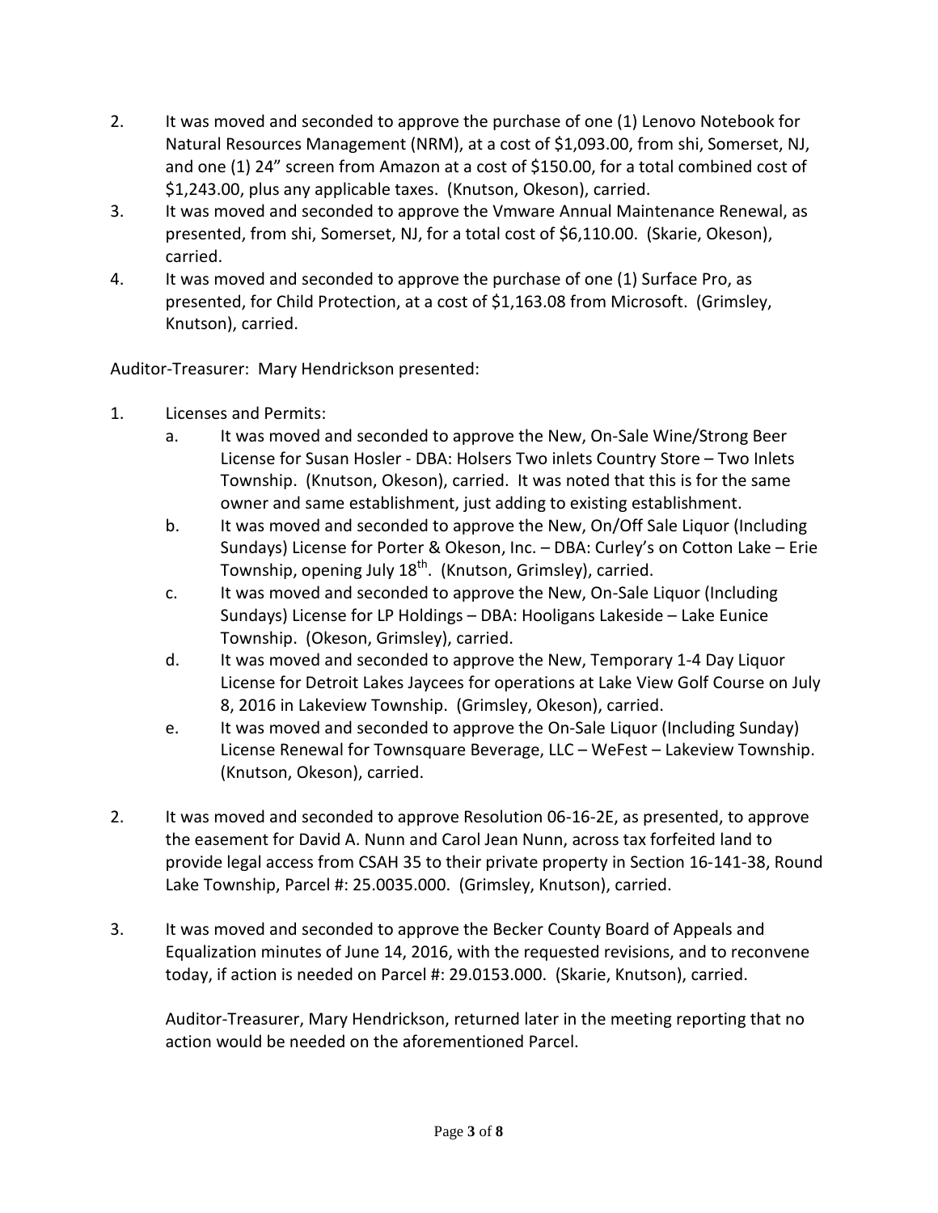2. It was moved and seconded to approve the purchase of one (1) Lenovo Notebook for Natural Resources Management (NRM), at a cost of $1,093.00, from shi, Somerset, NJ, and one (1) 24" screen from Amazon at a cost of $150.00, for a total combined cost of $1,243.00, plus any applicable taxes. (Knutson, Okeson), carried.
3. It was moved and seconded to approve the Vmware Annual Maintenance Renewal, as presented, from shi, Somerset, NJ, for a total cost of $6,110.00. (Skarie, Okeson), carried.
4. It was moved and seconded to approve the purchase of one (1) Surface Pro, as presented, for Child Protection, at a cost of $1,163.08 from Microsoft. (Grimsley, Knutson), carried.

Auditor-Treasurer: Mary Hendrickson presented:

1. Licenses and Permits:
   a. It was moved and seconded to approve the New, On-Sale Wine/Strong Beer License for Susan Hosler - DBA: Holsers Two inlets Country Store – Two Inlets Township. (Knutson, Okeson), carried. It was noted that this is for the same owner and same establishment, just adding to existing establishment.
   b. It was moved and seconded to approve the New, On/Off Sale Liquor (Including Sundays) License for Porter & Okeson, Inc. – DBA: Curley's on Cotton Lake – Erie Township, opening July 18th. (Knutson, Grimsley), carried.
   c. It was moved and seconded to approve the New, On-Sale Liquor (Including Sundays) License for LP Holdings – DBA: Hooligans Lakeside – Lake Eunice Township. (Okeson, Grimsley), carried.
   d. It was moved and seconded to approve the New, Temporary 1-4 Day Liquor License for Detroit Lakes Jaycees for operations at Lake View Golf Course on July 8, 2016 in Lakeview Township. (Grimsley, Okeson), carried.
   e. It was moved and seconded to approve the On-Sale Liquor (Including Sunday) License Renewal for Townsquare Beverage, LLC – WeFest – Lakeview Township. (Knutson, Okeson), carried.

2. It was moved and seconded to approve Resolution 06-16-2E, as presented, to approve the easement for David A. Nunn and Carol Jean Nunn, across tax forfeited land to provide legal access from CSAH 35 to their private property in Section 16-141-38, Round Lake Township, Parcel #: 25.0035.000. (Grimsley, Knutson), carried.

3. It was moved and seconded to approve the Becker County Board of Appeals and Equalization minutes of June 14, 2016, with the requested revisions, and to reconvene today, if action is needed on Parcel #: 29.0153.000. (Skarie, Knutson), carried.

   Auditor-Treasurer, Mary Hendrickson, returned later in the meeting reporting that no action would be needed on the aforementioned Parcel.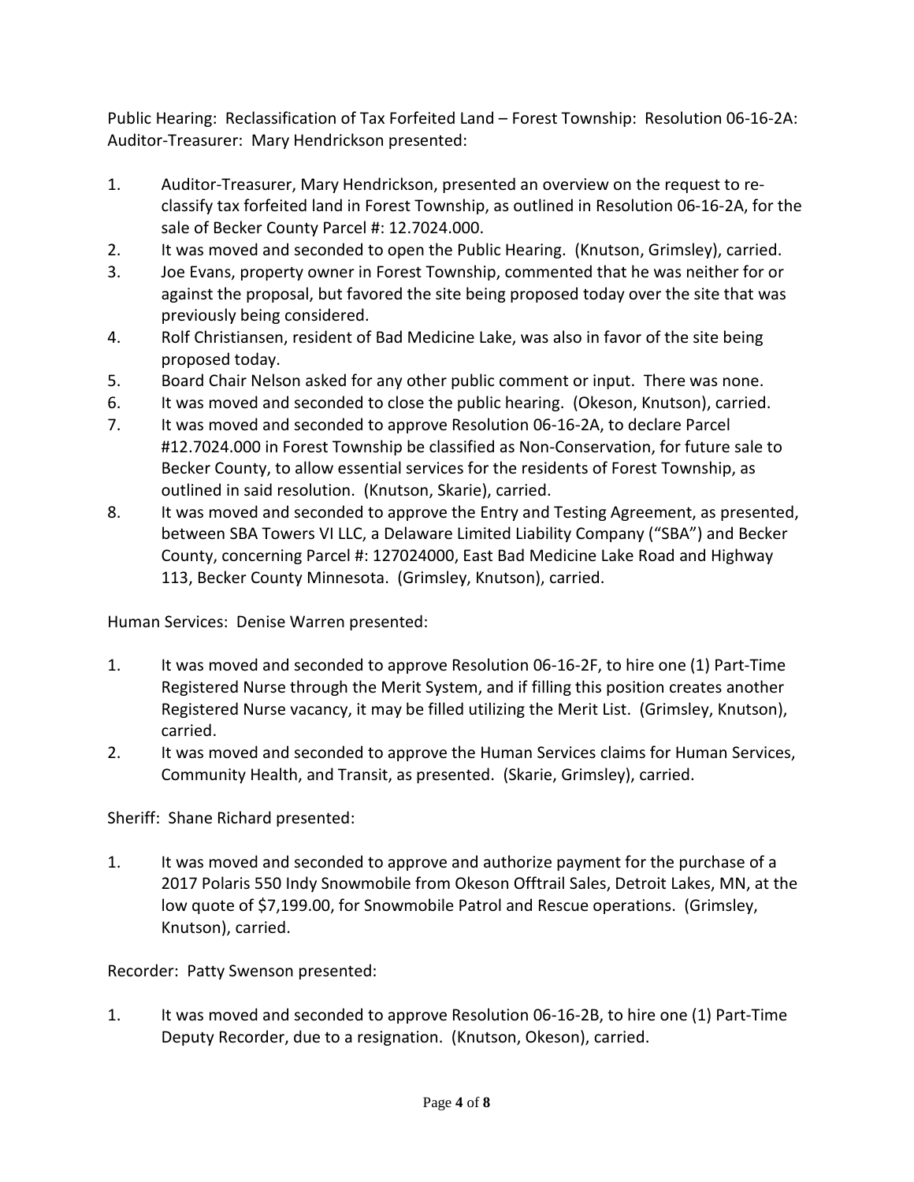Public Hearing: Reclassification of Tax Forfeited Land – Forest Township: Resolution 06-16-2A: Auditor-Treasurer: Mary Hendrickson presented:

1. Auditor-Treasurer, Mary Hendrickson, presented an overview on the request to re-classify tax forfeited land in Forest Township, as outlined in Resolution 06-16-2A, for the sale of Becker County Parcel #: 12.7024.000.
2. It was moved and seconded to open the Public Hearing. (Knutson, Grimsley), carried.
3. Joe Evans, property owner in Forest Township, commented that he was neither for or against the proposal, but favored the site being proposed today over the site that was previously being considered.
4. Rolf Christiansen, resident of Bad Medicine Lake, was also in favor of the site being proposed today.
5. Board Chair Nelson asked for any other public comment or input. There was none.
6. It was moved and seconded to close the public hearing. (Okeson, Knutson), carried.
7. It was moved and seconded to approve Resolution 06-16-2A, to declare Parcel #12.7024.000 in Forest Township be classified as Non-Conservation, for future sale to Becker County, to allow essential services for the residents of Forest Township, as outlined in said resolution. (Knutson, Skarie), carried.
8. It was moved and seconded to approve the Entry and Testing Agreement, as presented, between SBA Towers VI LLC, a Delaware Limited Liability Company ("SBA") and Becker County, concerning Parcel #: 127024000, East Bad Medicine Lake Road and Highway 113, Becker County Minnesota. (Grimsley, Knutson), carried.

Human Services: Denise Warren presented:

1. It was moved and seconded to approve Resolution 06-16-2F, to hire one (1) Part-Time Registered Nurse through the Merit System, and if filling this position creates another Registered Nurse vacancy, it may be filled utilizing the Merit List. (Grimsley, Knutson), carried.
2. It was moved and seconded to approve the Human Services claims for Human Services, Community Health, and Transit, as presented. (Skarie, Grimsley), carried.

Sheriff: Shane Richard presented:

1. It was moved and seconded to approve and authorize payment for the purchase of a 2017 Polaris 550 Indy Snowmobile from Okeson Offtrail Sales, Detroit Lakes, MN, at the low quote of $7,199.00, for Snowmobile Patrol and Rescue operations. (Grimsley, Knutson), carried.

Recorder: Patty Swenson presented:

1. It was moved and seconded to approve Resolution 06-16-2B, to hire one (1) Part-Time Deputy Recorder, due to a resignation. (Knutson, Okeson), carried.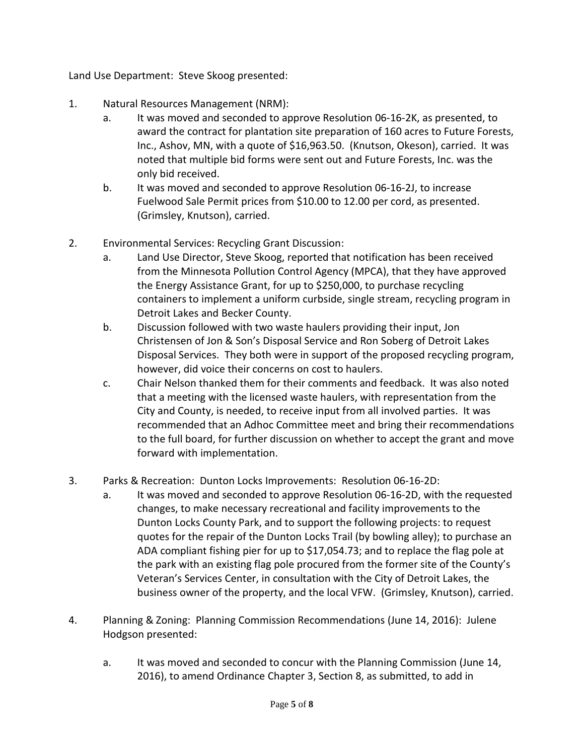Land Use Department: Steve Skoog presented:

1. Natural Resources Management (NRM):
   a. It was moved and seconded to approve Resolution 06-16-2K, as presented, to award the contract for plantation site preparation of 160 acres to Future Forests, Inc., Ashov, MN, with a quote of $16,963.50. (Knutson, Okeson), carried. It was noted that multiple bid forms were sent out and Future Forests, Inc. was the only bid received.
   b. It was moved and seconded to approve Resolution 06-16-2J, to increase Fuelwood Sale Permit prices from $10.00 to 12.00 per cord, as presented. (Grimsley, Knutson), carried.

2. Environmental Services: Recycling Grant Discussion:
   a. Land Use Director, Steve Skoog, reported that notification has been received from the Minnesota Pollution Control Agency (MPCA), that they have approved the Energy Assistance Grant, for up to $250,000, to purchase recycling containers to implement a uniform curbside, single stream, recycling program in Detroit Lakes and Becker County.
   b. Discussion followed with two waste haulers providing their input, Jon Christensen of Jon & Son's Disposal Service and Ron Soberg of Detroit Lakes Disposal Services. They both were in support of the proposed recycling program, however, did voice their concerns on cost to haulers.
   c. Chair Nelson thanked them for their comments and feedback. It was also noted that a meeting with the licensed waste haulers, with representation from the City and County, is needed, to receive input from all involved parties. It was recommended that an Adhoc Committee meet and bring their recommendations to the full board, for further discussion on whether to accept the grant and move forward with implementation.

3. Parks & Recreation: Dunton Locks Improvements: Resolution 06-16-2D:
   a. It was moved and seconded to approve Resolution 06-16-2D, with the requested changes, to make necessary recreational and facility improvements to the Dunton Locks County Park, and to support the following projects: to request quotes for the repair of the Dunton Locks Trail (by bowling alley); to purchase an ADA compliant fishing pier for up to $17,054.73; and to replace the flag pole at the park with an existing flag pole procured from the former site of the County's Veteran's Services Center, in consultation with the City of Detroit Lakes, the business owner of the property, and the local VFW. (Grimsley, Knutson), carried.

4. Planning & Zoning: Planning Commission Recommendations (June 14, 2016): Julene Hodgson presented:

   a. It was moved and seconded to concur with the Planning Commission (June 14, 2016), to amend Ordinance Chapter 3, Section 8, as submitted, to add in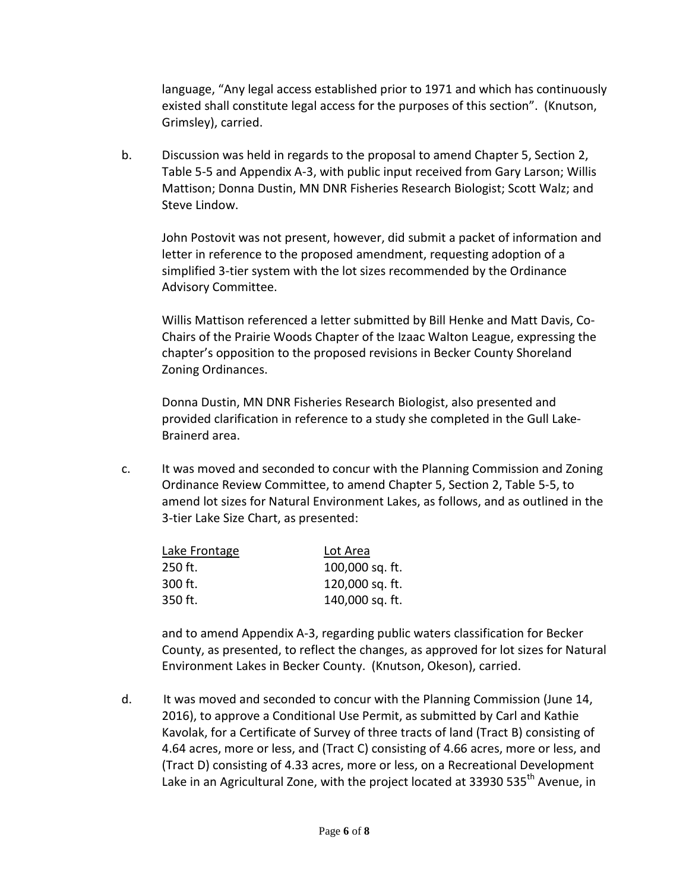language, “Any legal access established prior to 1971 and which has continuously existed shall constitute legal access for the purposes of this section”. (Knutson, Grimsley), carried.

b. Discussion was held in regards to the proposal to amend Chapter 5, Section 2, Table 5-5 and Appendix A-3, with public input received from Gary Larson; Willis Mattison; Donna Dustin, MN DNR Fisheries Research Biologist; Scott Walz; and Steve Lindow.

John Postovit was not present, however, did submit a packet of information and letter in reference to the proposed amendment, requesting adoption of a simplified 3-tier system with the lot sizes recommended by the Ordinance Advisory Committee.

Willis Mattison referenced a letter submitted by Bill Henke and Matt Davis, Co-Chairs of the Prairie Woods Chapter of the Izaac Walton League, expressing the chapter’s opposition to the proposed revisions in Becker County Shoreland Zoning Ordinances.

Donna Dustin, MN DNR Fisheries Research Biologist, also presented and provided clarification in reference to a study she completed in the Gull Lake-Brainerd area.

c. It was moved and seconded to concur with the Planning Commission and Zoning Ordinance Review Committee, to amend Chapter 5, Section 2, Table 5-5, to amend lot sizes for Natural Environment Lakes, as follows, and as outlined in the 3-tier Lake Size Chart, as presented:

| Lake Frontage | Lot Area |
|---|---|
| 250 ft. | 100,000 sq. ft. |
| 300 ft. | 120,000 sq. ft. |
| 350 ft. | 140,000 sq. ft. |

and to amend Appendix A-3, regarding public waters classification for Becker County, as presented, to reflect the changes, as approved for lot sizes for Natural Environment Lakes in Becker County. (Knutson, Okeson), carried.

d. It was moved and seconded to concur with the Planning Commission (June 14, 2016), to approve a Conditional Use Permit, as submitted by Carl and Kathie Kavolak, for a Certificate of Survey of three tracts of land (Tract B) consisting of 4.64 acres, more or less, and (Tract C) consisting of 4.66 acres, more or less, and (Tract D) consisting of 4.33 acres, more or less, on a Recreational Development Lake in an Agricultural Zone, with the project located at 33930 535th Avenue, in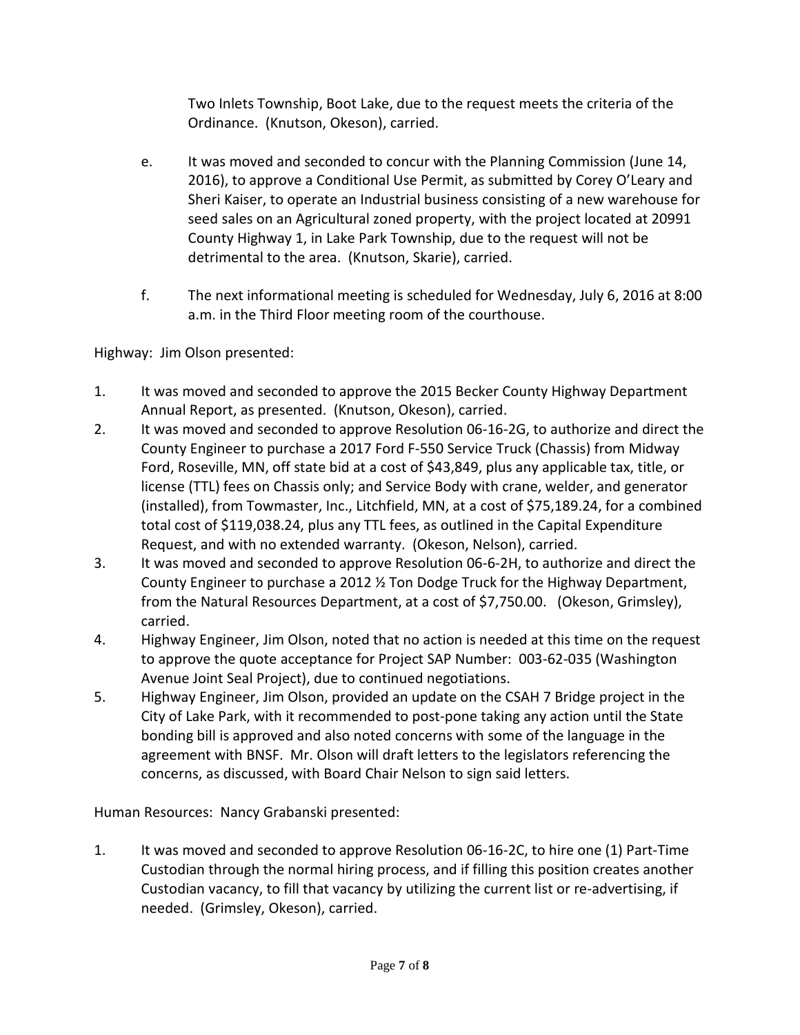Two Inlets Township, Boot Lake, due to the request meets the criteria of the Ordinance. (Knutson, Okeson), carried.

e. It was moved and seconded to concur with the Planning Commission (June 14, 2016), to approve a Conditional Use Permit, as submitted by Corey O'Leary and Sheri Kaiser, to operate an Industrial business consisting of a new warehouse for seed sales on an Agricultural zoned property, with the project located at 20991 County Highway 1, in Lake Park Township, due to the request will not be detrimental to the area. (Knutson, Skarie), carried.

f. The next informational meeting is scheduled for Wednesday, July 6, 2016 at 8:00 a.m. in the Third Floor meeting room of the courthouse.

Highway: Jim Olson presented:

1. It was moved and seconded to approve the 2015 Becker County Highway Department Annual Report, as presented. (Knutson, Okeson), carried.
2. It was moved and seconded to approve Resolution 06-16-2G, to authorize and direct the County Engineer to purchase a 2017 Ford F-550 Service Truck (Chassis) from Midway Ford, Roseville, MN, off state bid at a cost of $43,849, plus any applicable tax, title, or license (TTL) fees on Chassis only; and Service Body with crane, welder, and generator (installed), from Towmaster, Inc., Litchfield, MN, at a cost of $75,189.24, for a combined total cost of $119,038.24, plus any TTL fees, as outlined in the Capital Expenditure Request, and with no extended warranty. (Okeson, Nelson), carried.
3. It was moved and seconded to approve Resolution 06-6-2H, to authorize and direct the County Engineer to purchase a 2012 ½ Ton Dodge Truck for the Highway Department, from the Natural Resources Department, at a cost of $7,750.00. (Okeson, Grimsley), carried.
4. Highway Engineer, Jim Olson, noted that no action is needed at this time on the request to approve the quote acceptance for Project SAP Number: 003-62-035 (Washington Avenue Joint Seal Project), due to continued negotiations.
5. Highway Engineer, Jim Olson, provided an update on the CSAH 7 Bridge project in the City of Lake Park, with it recommended to post-pone taking any action until the State bonding bill is approved and also noted concerns with some of the language in the agreement with BNSF. Mr. Olson will draft letters to the legislators referencing the concerns, as discussed, with Board Chair Nelson to sign said letters.

Human Resources: Nancy Grabanski presented:

1. It was moved and seconded to approve Resolution 06-16-2C, to hire one (1) Part-Time Custodian through the normal hiring process, and if filling this position creates another Custodian vacancy, to fill that vacancy by utilizing the current list or re-advertising, if needed. (Grimsley, Okeson), carried.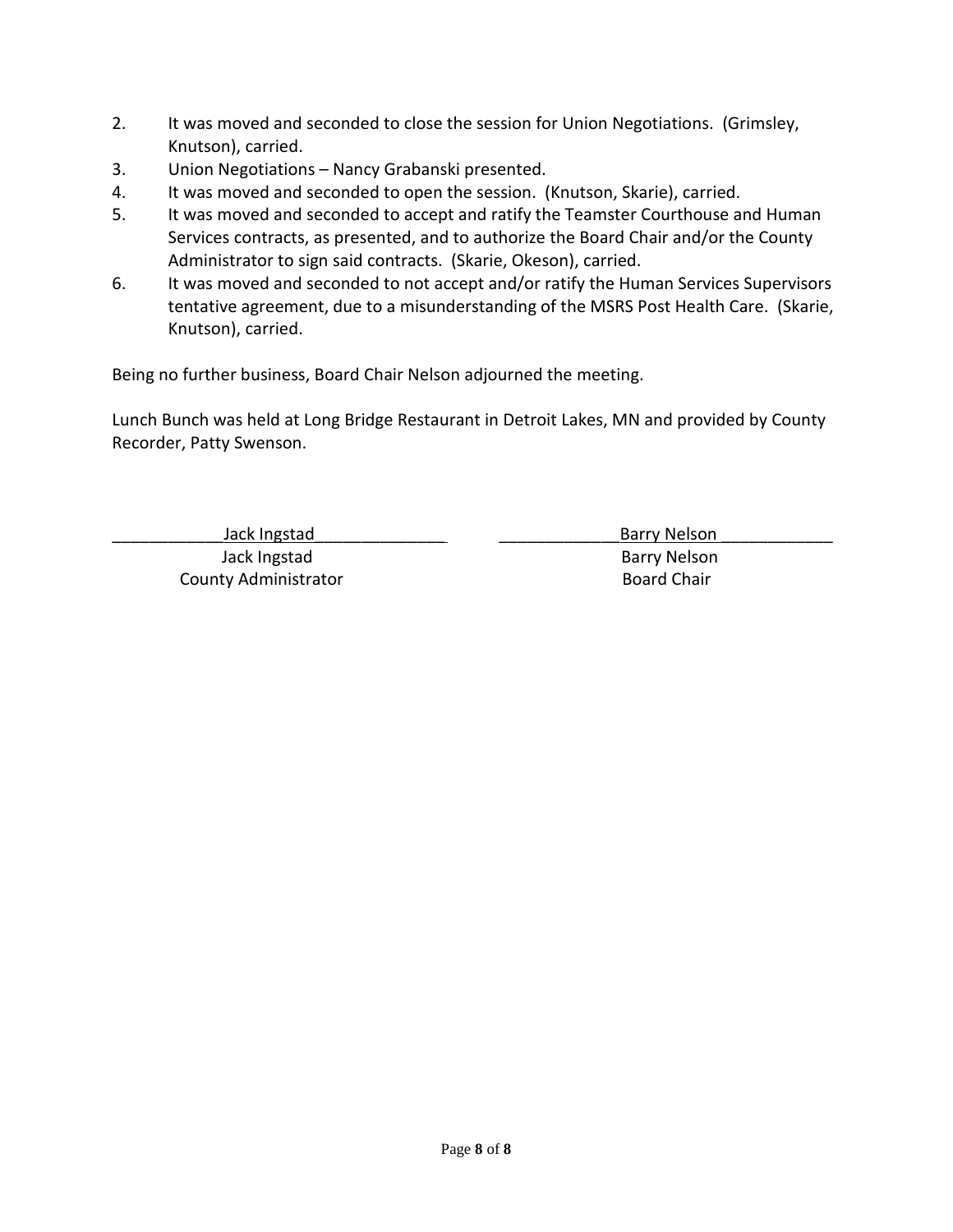2. It was moved and seconded to close the session for Union Negotiations. (Grimsley, Knutson), carried.
3. Union Negotiations – Nancy Grabanski presented.
4. It was moved and seconded to open the session. (Knutson, Skarie), carried.
5. It was moved and seconded to accept and ratify the Teamster Courthouse and Human Services contracts, as presented, and to authorize the Board Chair and/or the County Administrator to sign said contracts. (Skarie, Okeson), carried.
6. It was moved and seconded to not accept and/or ratify the Human Services Supervisors tentative agreement, due to a misunderstanding of the MSRS Post Health Care. (Skarie, Knutson), carried.

Being no further business, Board Chair Nelson adjourned the meeting.

Lunch Bunch was held at Long Bridge Restaurant in Detroit Lakes, MN and provided by County Recorder, Patty Swenson.

| | |
|---|---|
| Jack Ingstad | Barry Nelson |
| Jack Ingstad | Barry Nelson |
| County Administrator | Board Chair |